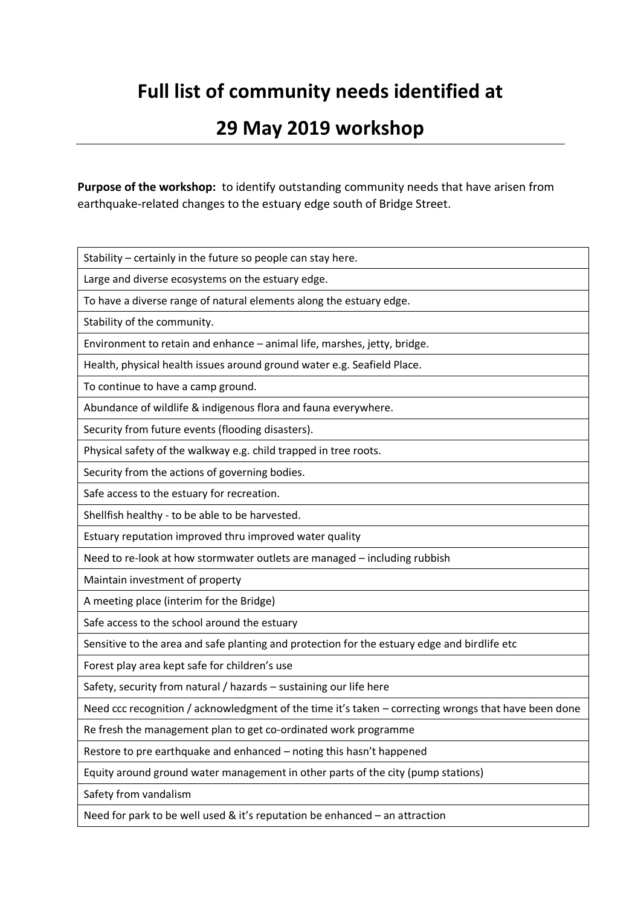# Full list of community needs identified at

# 29 May 2019 workshop

**Purpose of the workshop:** to identify outstanding community needs that have arisen from earthquake-related changes to the estuary edge south of Bridge Street.

| |
|---|
| Stability – certainly in the future so people can stay here. |
| Large and diverse ecosystems on the estuary edge. |
| To have a diverse range of natural elements along the estuary edge. |
| Stability of the community. |
| Environment to retain and enhance – animal life, marshes, jetty, bridge. |
| Health, physical health issues around ground water e.g. Seafield Place. |
| To continue to have a camp ground. |
| Abundance of wildlife & indigenous flora and fauna everywhere. |
| Security from future events (flooding disasters). |
| Physical safety of the walkway e.g. child trapped in tree roots. |
| Security from the actions of governing bodies. |
| Safe access to the estuary for recreation. |
| Shellfish healthy - to be able to be harvested. |
| Estuary reputation improved thru improved water quality |
| Need to re-look at how stormwater outlets are managed – including rubbish |
| Maintain investment of property |
| A meeting place (interim for the Bridge) |
| Safe access to the school around the estuary |
| Sensitive to the area and safe planting and protection for the estuary edge and birdlife etc |
| Forest play area kept safe for children's use |
| Safety, security from natural / hazards – sustaining our life here |
| Need ccc recognition / acknowledgment of the time it's taken – correcting wrongs that have been done |
| Re fresh the management plan to get co-ordinated work programme |
| Restore to pre earthquake and enhanced – noting this hasn't happened |
| Equity around ground water management in other parts of the city (pump stations) |
| Safety from vandalism |
| Need for park to be well used & it's reputation be enhanced – an attraction |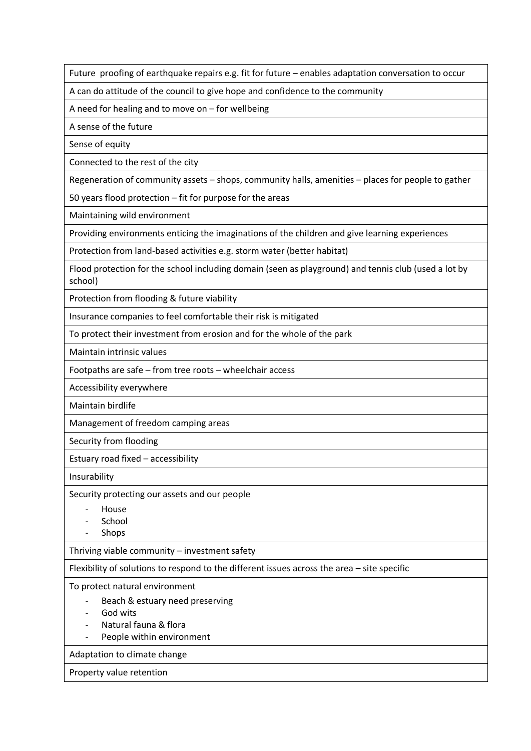| Future proofing of earthquake repairs e.g. fit for future – enables adaptation conversation to occur |
|---|
| A can do attitude of the council to give hope and confidence to the community |
| A need for healing and to move on – for wellbeing |
| A sense of the future |
| Sense of equity |
| Connected to the rest of the city |
| Regeneration of community assets – shops, community halls, amenities – places for people to gather |
| 50 years flood protection – fit for purpose for the areas |
| Maintaining wild environment |
| Providing environments enticing the imaginations of the children and give learning experiences |
| Protection from land-based activities e.g. storm water (better habitat) |
| Flood protection for the school including domain (seen as playground) and tennis club (used a lot by school) |
| Protection from flooding & future viability |
| Insurance companies to feel comfortable their risk is mitigated |
| To protect their investment from erosion and for the whole of the park |
| Maintain intrinsic values |
| Footpaths are safe – from tree roots – wheelchair access |
| Accessibility everywhere |
| Maintain birdlife |
| Management of freedom camping areas |
| Security from flooding |
| Estuary road fixed – accessibility |
| Insurability |
| Security protecting our assets and our people<br>- House<br>- School<br>- Shops |
| Thriving viable community – investment safety |
| Flexibility of solutions to respond to the different issues across the area – site specific |
| To protect natural environment<br>- Beach & estuary need preserving<br>- God wits<br>- Natural fauna & flora<br>- People within environment |
| Adaptation to climate change |
| Property value retention |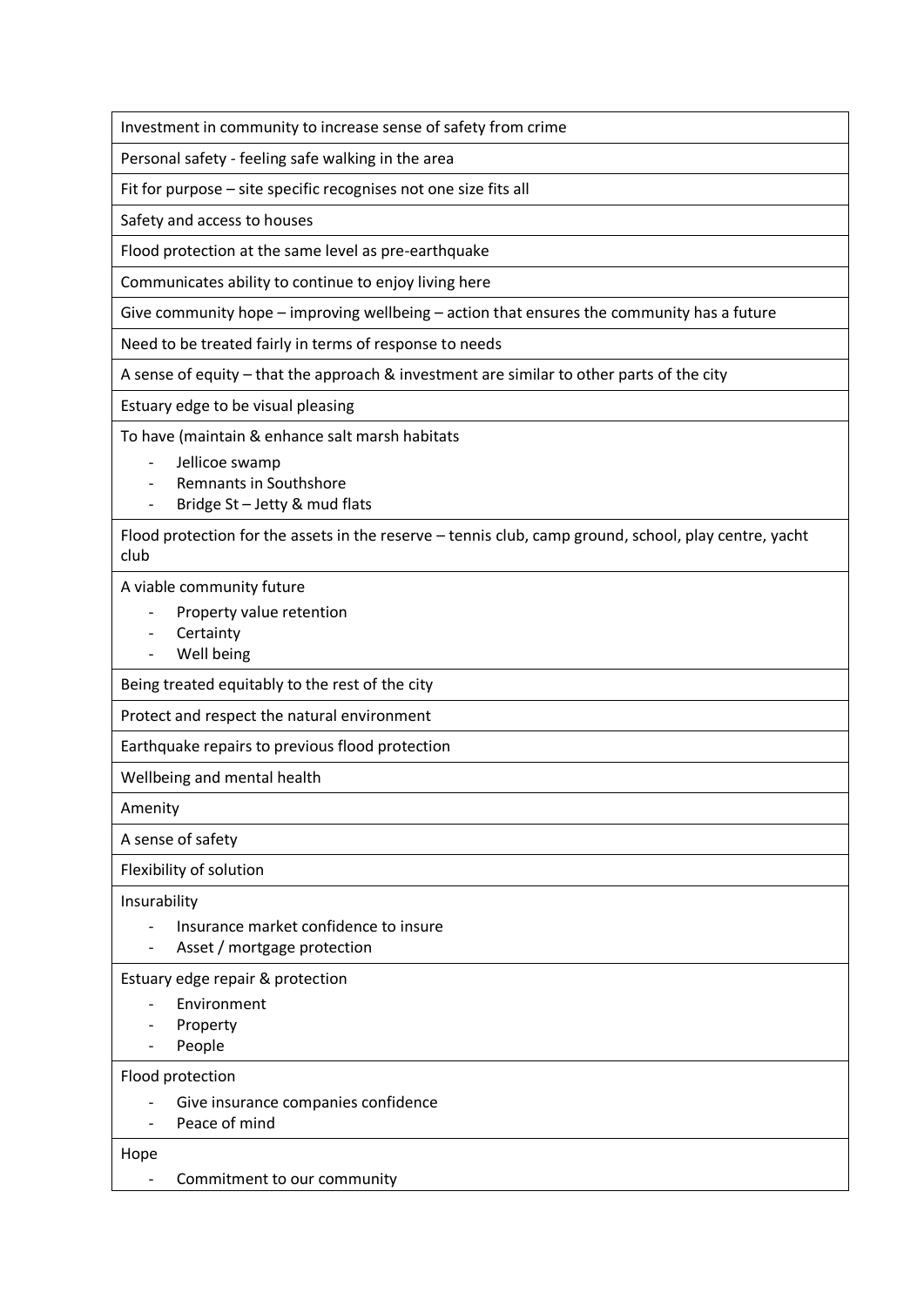| Investment in community to increase sense of safety from crime |
|---|
| Personal safety - feeling safe walking in the area |
| Fit for purpose – site specific recognises not one size fits all |
| Safety and access to houses |
| Flood protection at the same level as pre-earthquake |
| Communicates ability to continue to enjoy living here |
| Give community hope – improving wellbeing – action that ensures the community has a future |
| Need to be treated fairly in terms of response to needs |
| A sense of equity – that the approach & investment are similar to other parts of the city |
| Estuary edge to be visual pleasing |
| To have (maintain & enhance salt marsh habitats<br>- Jellicoe swamp<br>- Remnants in Southshore<br>- Bridge St – Jetty & mud flats |
| Flood protection for the assets in the reserve – tennis club, camp ground, school, play centre, yacht club |
| A viable community future<br>- Property value retention<br>- Certainty<br>- Well being |
| Being treated equitably to the rest of the city |
| Protect and respect the natural environment |
| Earthquake repairs to previous flood protection |
| Wellbeing and mental health |
| Amenity |
| A sense of safety |
| Flexibility of solution |
| Insurability<br>- Insurance market confidence to insure<br>- Asset / mortgage protection |
| Estuary edge repair & protection<br>- Environment<br>- Property<br>- People |
| Flood protection<br>- Give insurance companies confidence<br>- Peace of mind |
| Hope<br>- Commitment to our community |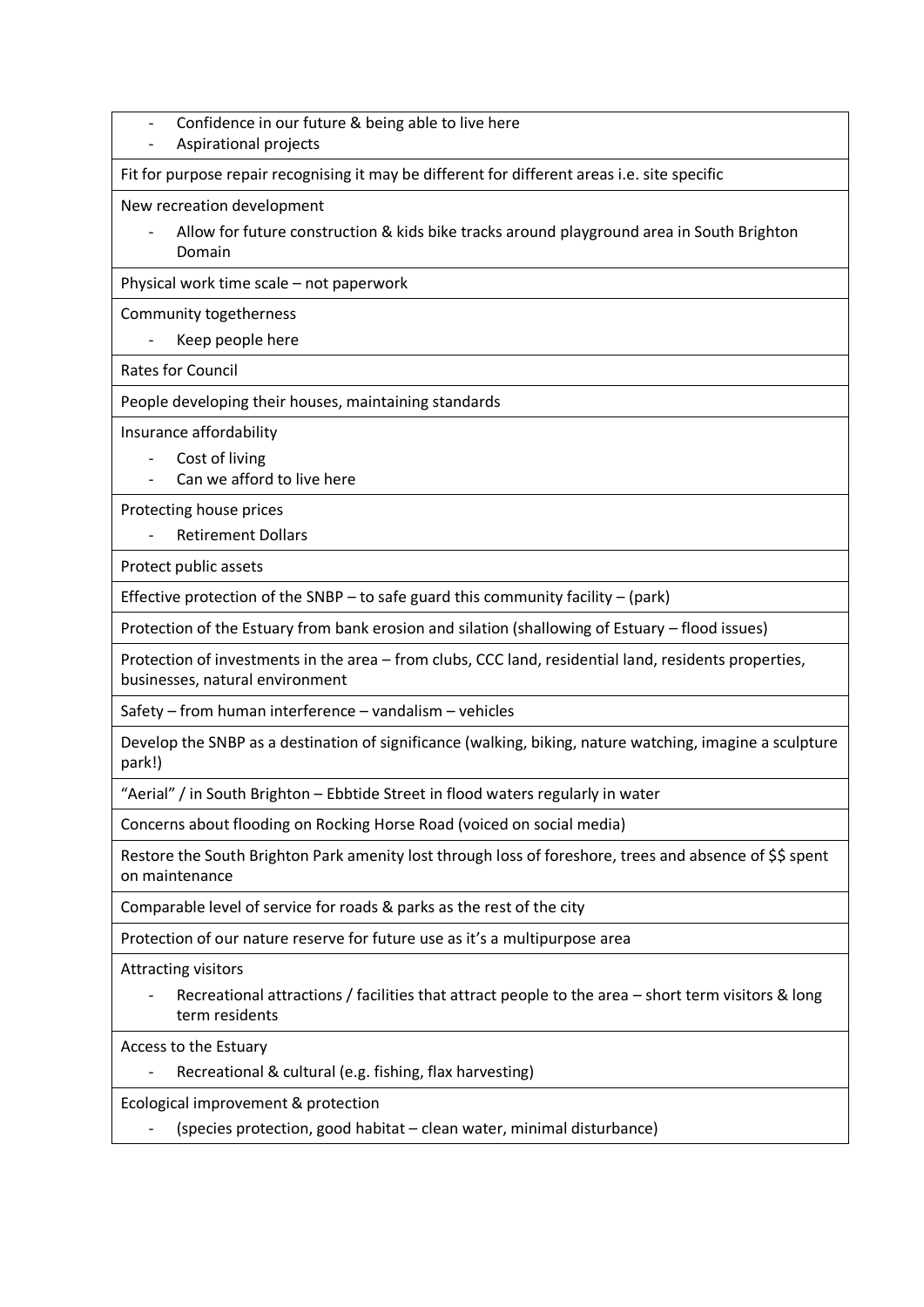| |
|---|
| - Confidence in our future & being able to live here<br>- Aspirational projects |
| Fit for purpose repair recognising it may be different for different areas i.e. site specific |
| New recreation development<br>- Allow for future construction & kids bike tracks around playground area in South Brighton Domain |
| Physical work time scale – not paperwork |
| Community togetherness<br>- Keep people here |
| Rates for Council |
| People developing their houses, maintaining standards |
| Insurance affordability<br>- Cost of living<br>- Can we afford to live here |
| Protecting house prices<br>- Retirement Dollars |
| Protect public assets |
| Effective protection of the SNBP – to safe guard this community facility – (park) |
| Protection of the Estuary from bank erosion and silation (shallowing of Estuary – flood issues) |
| Protection of investments in the area – from clubs, CCC land, residential land, residents properties, businesses, natural environment |
| Safety – from human interference – vandalism – vehicles |
| Develop the SNBP as a destination of significance (walking, biking, nature watching, imagine a sculpture park!) |
| "Aerial" / in South Brighton – Ebbtide Street in flood waters regularly in water |
| Concerns about flooding on Rocking Horse Road (voiced on social media) |
| Restore the South Brighton Park amenity lost through loss of foreshore, trees and absence of $$ spent on maintenance |
| Comparable level of service for roads & parks as the rest of the city |
| Protection of our nature reserve for future use as it's a multipurpose area |
| Attracting visitors<br>- Recreational attractions / facilities that attract people to the area – short term visitors & long term residents |
| Access to the Estuary<br>- Recreational & cultural (e.g. fishing, flax harvesting) |
| Ecological improvement & protection<br>- (species protection, good habitat – clean water, minimal disturbance) |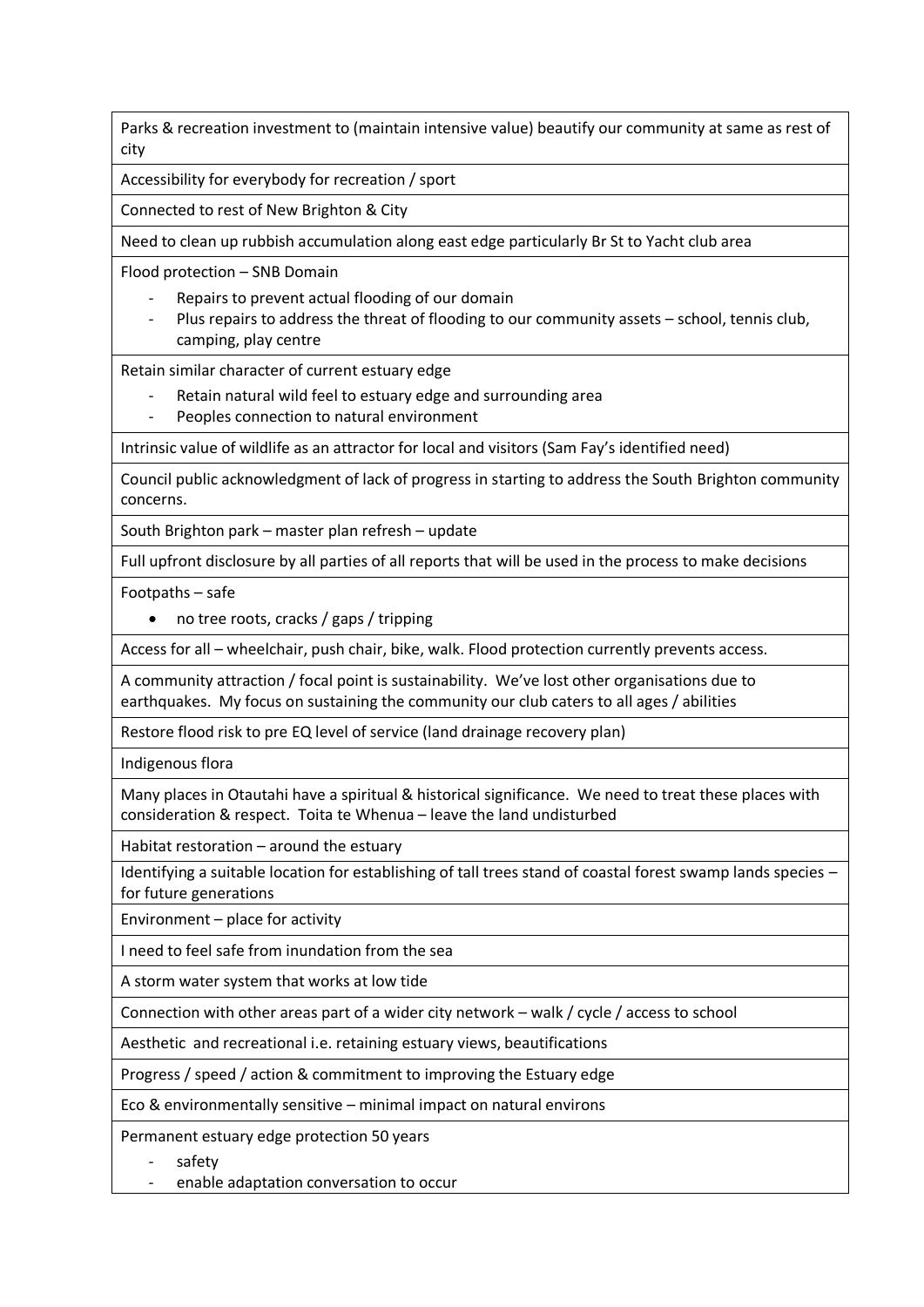| Parks & recreation investment to (maintain intensive value) beautify our community at same as rest of city |
|---|
| Accessibility for everybody for recreation / sport |
| Connected to rest of New Brighton & City |
| Need to clean up rubbish accumulation along east edge particularly Br St to Yacht club area |
| Flood protection – SNB Domain<br>- Repairs to prevent actual flooding of our domain<br>- Plus repairs to address the threat of flooding to our community assets – school, tennis club, camping, play centre |
| Retain similar character of current estuary edge<br>- Retain natural wild feel to estuary edge and surrounding area<br>- Peoples connection to natural environment |
| Intrinsic value of wildlife as an attractor for local and visitors (Sam Fay's identified need) |
| Council public acknowledgment of lack of progress in starting to address the South Brighton community concerns. |
| South Brighton park – master plan refresh – update |
| Full upfront disclosure by all parties of all reports that will be used in the process to make decisions |
| Footpaths – safe<br>• no tree roots, cracks / gaps / tripping |
| Access for all – wheelchair, push chair, bike, walk. Flood protection currently prevents access. |
| A community attraction / focal point is sustainability. We've lost other organisations due to earthquakes. My focus on sustaining the community our club caters to all ages / abilities |
| Restore flood risk to pre EQ level of service (land drainage recovery plan) |
| Indigenous flora |
| Many places in Otautahi have a spiritual & historical significance. We need to treat these places with consideration & respect. Toita te Whenua – leave the land undisturbed |
| Habitat restoration – around the estuary |
| Identifying a suitable location for establishing of tall trees stand of coastal forest swamp lands species – for future generations |
| Environment – place for activity |
| I need to feel safe from inundation from the sea |
| A storm water system that works at low tide |
| Connection with other areas part of a wider city network – walk / cycle / access to school |
| Aesthetic and recreational i.e. retaining estuary views, beautifications |
| Progress / speed / action & commitment to improving the Estuary edge |
| Eco & environmentally sensitive – minimal impact on natural environs |
| Permanent estuary edge protection 50 years<br>- safety<br>- enable adaptation conversation to occur |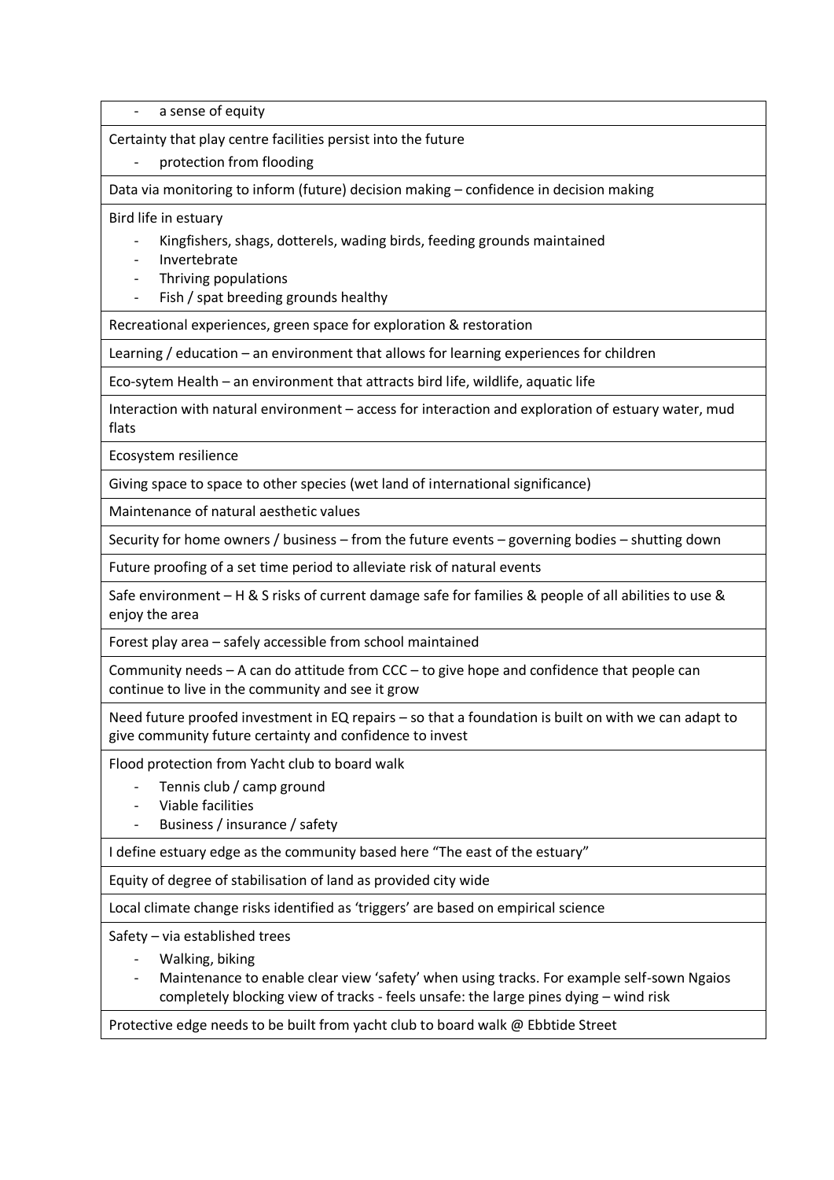| |
|---|
| - a sense of equity |
| Certainty that play centre facilities persist into the future<br>- protection from flooding |
| Data via monitoring to inform (future) decision making – confidence in decision making |
| Bird life in estuary<br>- Kingfishers, shags, dotterels, wading birds, feeding grounds maintained<br>- Invertebrate<br>- Thriving populations<br>- Fish / spat breeding grounds healthy |
| Recreational experiences, green space for exploration & restoration |
| Learning / education – an environment that allows for learning experiences for children |
| Eco-sytem Health – an environment that attracts bird life, wildlife, aquatic life |
| Interaction with natural environment – access for interaction and exploration of estuary water, mud flats |
| Ecosystem resilience |
| Giving space to space to other species (wet land of international significance) |
| Maintenance of natural aesthetic values |
| Security for home owners / business – from the future events – governing bodies – shutting down |
| Future proofing of a set time period to alleviate risk of natural events |
| Safe environment – H & S risks of current damage safe for families & people of all abilities to use & enjoy the area |
| Forest play area – safely accessible from school maintained |
| Community needs – A can do attitude from CCC – to give hope and confidence that people can continue to live in the community and see it grow |
| Need future proofed investment in EQ repairs – so that a foundation is built on with we can adapt to give community future certainty and confidence to invest |
| Flood protection from Yacht club to board walk<br>- Tennis club / camp ground<br>- Viable facilities<br>- Business / insurance / safety |
| I define estuary edge as the community based here "The east of the estuary" |
| Equity of degree of stabilisation of land as provided city wide |
| Local climate change risks identified as 'triggers' are based on empirical science |
| Safety – via established trees<br>- Walking, biking<br>- Maintenance to enable clear view 'safety' when using tracks. For example self-sown Ngaios completely blocking view of tracks - feels unsafe: the large pines dying – wind risk |
| Protective edge needs to be built from yacht club to board walk @ Ebbtide Street |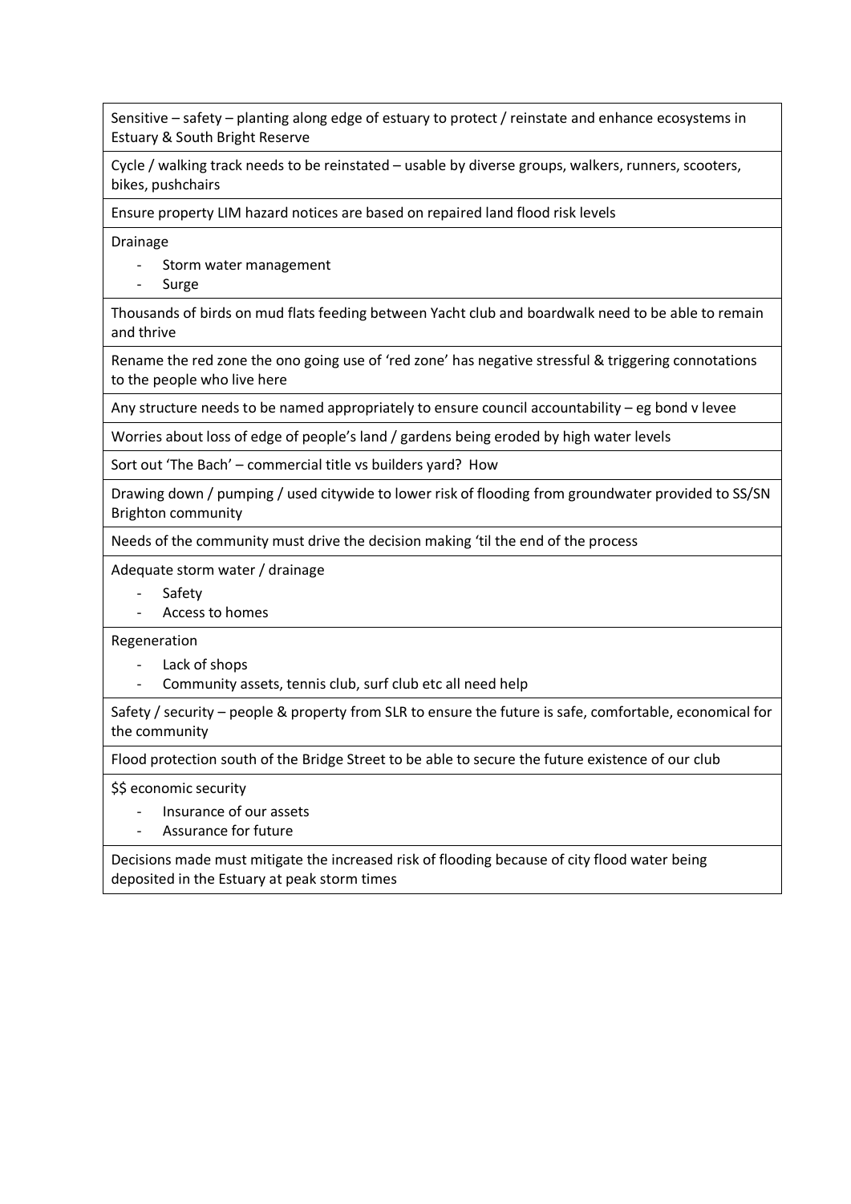| Sensitive – safety – planting along edge of estuary to protect / reinstate and enhance ecosystems in Estuary & South Bright Reserve |
|---|
| Cycle / walking track needs to be reinstated – usable by diverse groups, walkers, runners, scooters, bikes, pushchairs |
| Ensure property LIM hazard notices are based on repaired land flood risk levels |
| Drainage<br>- Storm water management<br>- Surge |
| Thousands of birds on mud flats feeding between Yacht club and boardwalk need to be able to remain and thrive |
| Rename the red zone the ono going use of 'red zone' has negative stressful & triggering connotations to the people who live here |
| Any structure needs to be named appropriately to ensure council accountability – eg bond v levee |
| Worries about loss of edge of people's land / gardens being eroded by high water levels |
| Sort out 'The Bach' – commercial title vs builders yard? How |
| Drawing down / pumping / used citywide to lower risk of flooding from groundwater provided to SS/SN Brighton community |
| Needs of the community must drive the decision making 'til the end of the process |
| Adequate storm water / drainage<br>- Safety<br>- Access to homes |
| Regeneration<br>- Lack of shops<br>- Community assets, tennis club, surf club etc all need help |
| Safety / security – people & property from SLR to ensure the future is safe, comfortable, economical for the community |
| Flood protection south of the Bridge Street to be able to secure the future existence of our club |
| $$ economic security<br>- Insurance of our assets<br>- Assurance for future |
| Decisions made must mitigate the increased risk of flooding because of city flood water being deposited in the Estuary at peak storm times |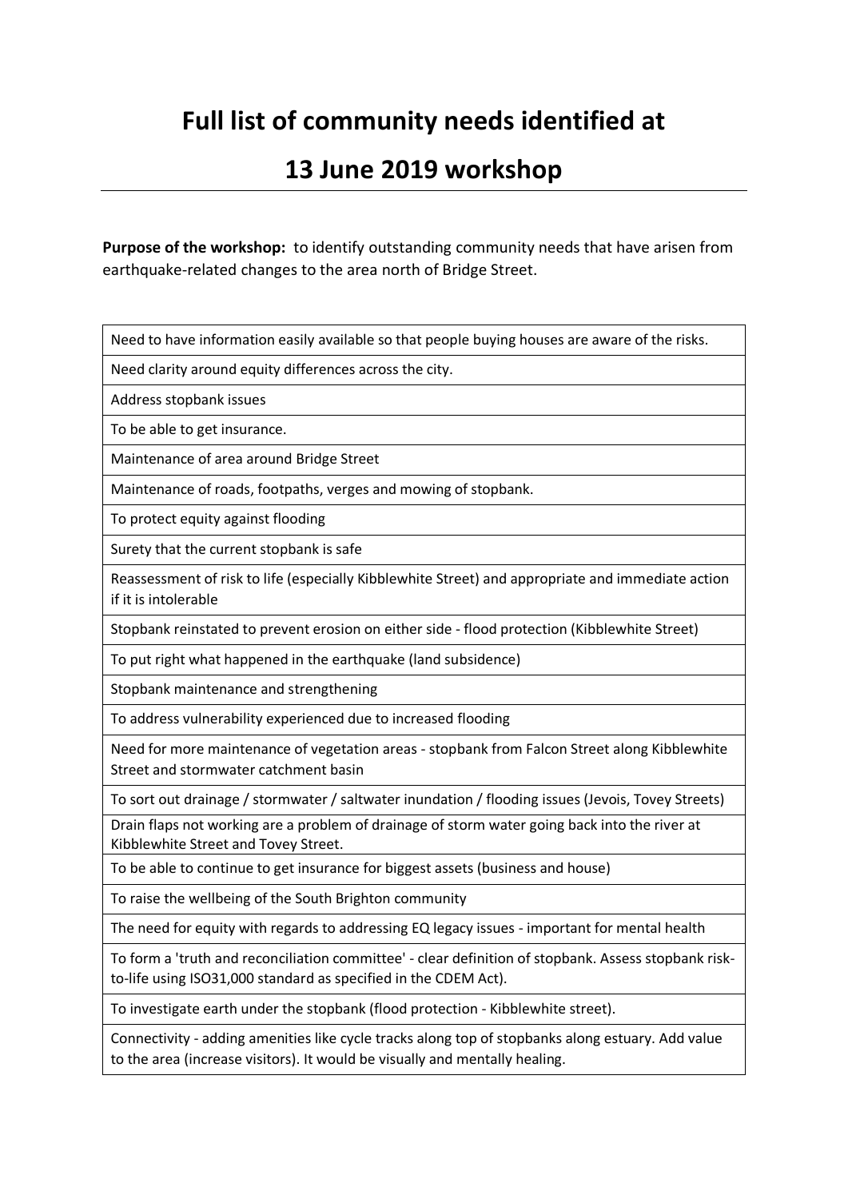# Full list of community needs identified at

# 13 June 2019 workshop

**Purpose of the workshop:** to identify outstanding community needs that have arisen from earthquake-related changes to the area north of Bridge Street.

| |
|---|
| Need to have information easily available so that people buying houses are aware of the risks. |
| Need clarity around equity differences across the city. |
| Address stopbank issues |
| To be able to get insurance. |
| Maintenance of area around Bridge Street |
| Maintenance of roads, footpaths, verges and mowing of stopbank. |
| To protect equity against flooding |
| Surety that the current stopbank is safe |
| Reassessment of risk to life (especially Kibblewhite Street) and appropriate and immediate action if it is intolerable |
| Stopbank reinstated to prevent erosion on either side - flood protection (Kibblewhite Street) |
| To put right what happened in the earthquake (land subsidence) |
| Stopbank maintenance and strengthening |
| To address vulnerability experienced due to increased flooding |
| Need for more maintenance of vegetation areas - stopbank from Falcon Street along Kibblewhite Street and stormwater catchment basin |
| To sort out drainage / stormwater / saltwater inundation / flooding issues (Jevois, Tovey Streets) |
| Drain flaps not working are a problem of drainage of storm water going back into the river at Kibblewhite Street and Tovey Street. |
| To be able to continue to get insurance for biggest assets (business and house) |
| To raise the wellbeing of the South Brighton community |
| The need for equity with regards to addressing EQ legacy issues - important for mental health |
| To form a 'truth and reconciliation committee' - clear definition of stopbank. Assess stopbank risk-to-life using ISO31,000 standard as specified in the CDEM Act). |
| To investigate earth under the stopbank (flood protection - Kibblewhite street). |
| Connectivity - adding amenities like cycle tracks along top of stopbanks along estuary. Add value to the area (increase visitors). It would be visually and mentally healing. |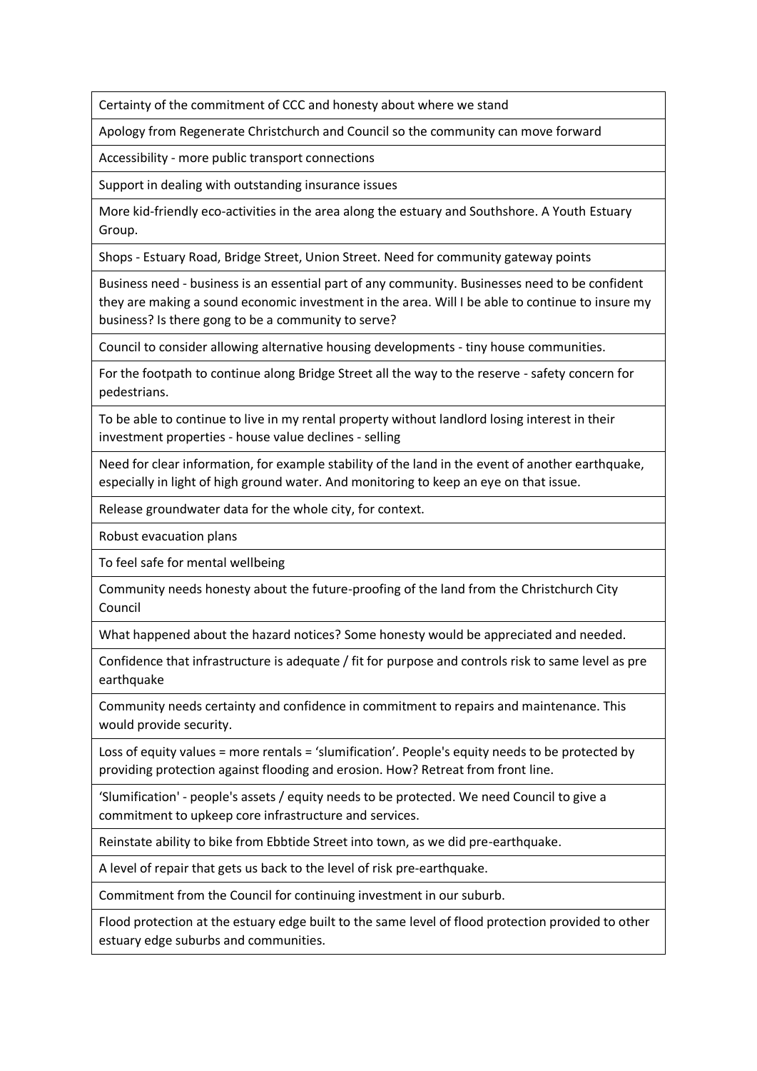| Certainty of the commitment of CCC and honesty about where we stand |
|---|
| Apology from Regenerate Christchurch and Council so the community can move forward |
| Accessibility - more public transport connections |
| Support in dealing with outstanding insurance issues |
| More kid-friendly eco-activities in the area along the estuary and Southshore. A Youth Estuary Group. |
| Shops - Estuary Road, Bridge Street, Union Street. Need for community gateway points |
| Business need - business is an essential part of any community. Businesses need to be confident they are making a sound economic investment in the area. Will I be able to continue to insure my business? Is there gong to be a community to serve? |
| Council to consider allowing alternative housing developments - tiny house communities. |
| For the footpath to continue along Bridge Street all the way to the reserve - safety concern for pedestrians. |
| To be able to continue to live in my rental property without landlord losing interest in their investment properties - house value declines - selling |
| Need for clear information, for example stability of the land in the event of another earthquake, especially in light of high ground water. And monitoring to keep an eye on that issue. |
| Release groundwater data for the whole city, for context. |
| Robust evacuation plans |
| To feel safe for mental wellbeing |
| Community needs honesty about the future-proofing of the land from the Christchurch City Council |
| What happened about the hazard notices? Some honesty would be appreciated and needed. |
| Confidence that infrastructure is adequate / fit for purpose and controls risk to same level as pre earthquake |
| Community needs certainty and confidence in commitment to repairs and maintenance. This would provide security. |
| Loss of equity values = more rentals = 'slumification'. People's equity needs to be protected by providing protection against flooding and erosion. How? Retreat from front line. |
| 'Slumification' - people's assets / equity needs to be protected. We need Council to give a commitment to upkeep core infrastructure and services. |
| Reinstate ability to bike from Ebbtide Street into town, as we did pre-earthquake. |
| A level of repair that gets us back to the level of risk pre-earthquake. |
| Commitment from the Council for continuing investment in our suburb. |
| Flood protection at the estuary edge built to the same level of flood protection provided to other estuary edge suburbs and communities. |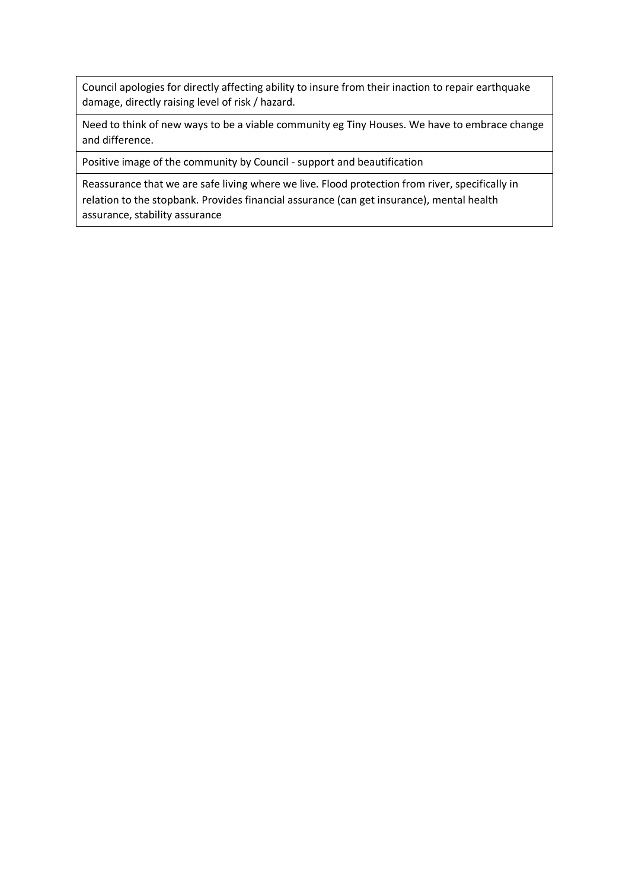| |
|---|
| Council apologies for directly affecting ability to insure from their inaction to repair earthquake damage, directly raising level of risk / hazard. |
| Need to think of new ways to be a viable community eg Tiny Houses. We have to embrace change and difference. |
| Positive image of the community by Council - support and beautification |
| Reassurance that we are safe living where we live. Flood protection from river, specifically in relation to the stopbank. Provides financial assurance (can get insurance), mental health assurance, stability assurance |